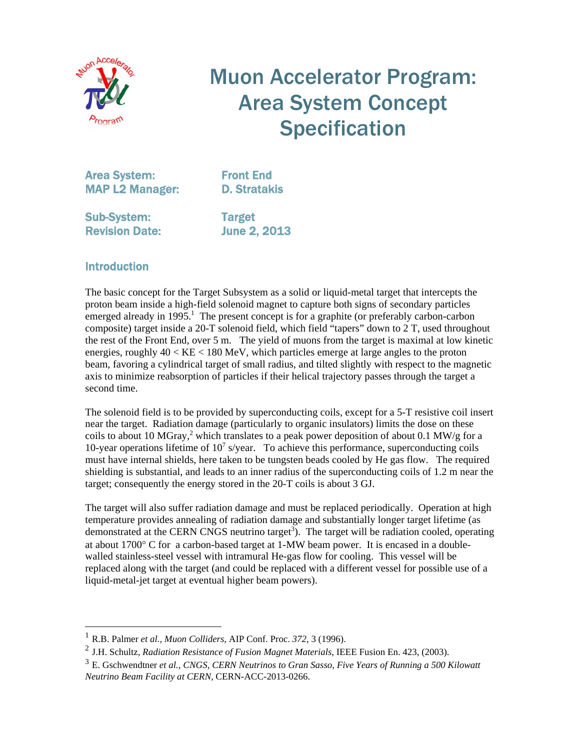# Muon Accelerator Program: Area System Concept Specification

**Area System:** Front End
**MAP L2 Manager:** D. Stratakis

**Sub-System:** Target
**Revision Date:** June 2, 2013

## Introduction

The basic concept for the Target Subsystem as a solid or liquid-metal target that intercepts the proton beam inside a high-field solenoid magnet to capture both signs of secondary particles emerged already in 1995.[1] The present concept is for a graphite (or preferably carbon-carbon composite) target inside a 20-T solenoid field, which field "tapers" down to 2 T, used throughout the rest of the Front End, over 5 m. The yield of muons from the target is maximal at low kinetic energies, roughly $40 < KE < 180$ MeV, which particles emerge at large angles to the proton beam, favoring a cylindrical target of small radius, and tilted slightly with respect to the magnetic axis to minimize reabsorption of particles if their helical trajectory passes through the target a second time.

The solenoid field is to be provided by superconducting coils, except for a 5-T resistive coil insert near the target. Radiation damage (particularly to organic insulators) limits the dose on these coils to about 10 MGray,[2] which translates to a peak power deposition of about 0.1 MW/g for a 10-year operations lifetime of $10^7$ s/year. To achieve this performance, superconducting coils must have internal shields, here taken to be tungsten beads cooled by He gas flow. The required shielding is substantial, and leads to an inner radius of the superconducting coils of 1.2 m near the target; consequently the energy stored in the 20-T coils is about 3 GJ.

The target will also suffer radiation damage and must be replaced periodically. Operation at high temperature provides annealing of radiation damage and substantially longer target lifetime (as demonstrated at the CERN CNGS neutrino target[3]). The target will be radiation cooled, operating at about 1700° C for a carbon-based target at 1-MW beam power. It is encased in a double-walled stainless-steel vessel with intramural He-gas flow for cooling. This vessel will be replaced along with the target (and could be replaced with a different vessel for possible use of a liquid-metal-jet target at eventual higher beam powers).

---

[1] R.B. Palmer *et al.*, *Muon Colliders*, AIP Conf. Proc. *372*, 3 (1996).

[2] J.H. Schultz, *Radiation Resistance of Fusion Magnet Materials*, IEEE Fusion En. 423, (2003).

[3] E. Gschwendtner *et al., CNGS, CERN Neutrinos to Gran Sasso, Five Years of Running a 500 Kilowatt Neutrino Beam Facility at CERN*, CERN-ACC-2013-0266.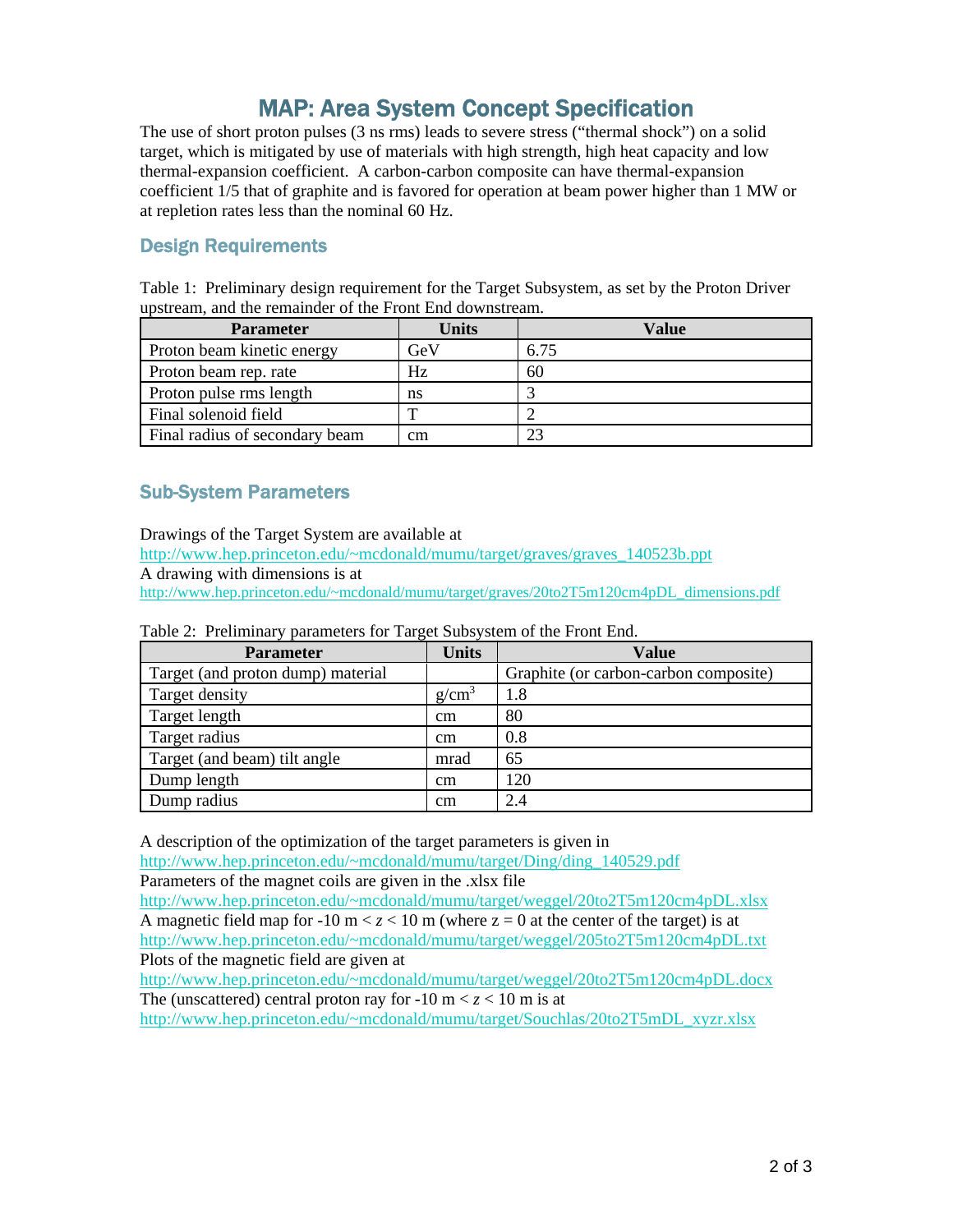# MAP: Area System Concept Specification

The use of short proton pulses (3 ns rms) leads to severe stress ("thermal shock") on a solid target, which is mitigated by use of materials with high strength, high heat capacity and low thermal-expansion coefficient. A carbon-carbon composite can have thermal-expansion coefficient 1/5 that of graphite and is favored for operation at beam power higher than 1 MW or at repletion rates less than the nominal 60 Hz.

## Design Requirements

Table 1: Preliminary design requirement for the Target Subsystem, as set by the Proton Driver upstream, and the remainder of the Front End downstream.

| Parameter | Units | Value |
| --- | --- | --- |
| Proton beam kinetic energy | GeV | 6.75 |
| Proton beam rep. rate | Hz | 60 |
| Proton pulse rms length | ns | 3 |
| Final solenoid field | T | 2 |
| Final radius of secondary beam | cm | 23 |

## Sub-System Parameters

Drawings of the Target System are available at
http://www.hep.princeton.edu/~mcdonald/mumu/target/graves/graves_140523b.ppt
A drawing with dimensions is at
http://www.hep.princeton.edu/~mcdonald/mumu/target/graves/20to2T5m120cm4pDL_dimensions.pdf

Table 2: Preliminary parameters for Target Subsystem of the Front End.

| Parameter | Units | Value |
| --- | --- | --- |
| Target (and proton dump) material | | Graphite (or carbon-carbon composite) |
| Target density | $g/cm^3$ | 1.8 |
| Target length | cm | 80 |
| Target radius | cm | 0.8 |
| Target (and beam) tilt angle | mrad | 65 |
| Dump length | cm | 120 |
| Dump radius | cm | 2.4 |

A description of the optimization of the target parameters is given in
http://www.hep.princeton.edu/~mcdonald/mumu/target/Ding/ding_140529.pdf
Parameters of the magnet coils are given in the .xlsx file
http://www.hep.princeton.edu/~mcdonald/mumu/target/weggel/20to2T5m120cm4pDL.xlsx
A magnetic field map for $-10$ m $< z < 10$ m (where $z = 0$ at the center of the target) is at
http://www.hep.princeton.edu/~mcdonald/mumu/target/weggel/205to2T5m120cm4pDL.txt
Plots of the magnetic field are given at
http://www.hep.princeton.edu/~mcdonald/mumu/target/weggel/20to2T5m120cm4pDL.docx
The (unscattered) central proton ray for $-10$ m $< z < 10$ m is at
http://www.hep.princeton.edu/~mcdonald/mumu/target/Souchlas/20to2T5mDL_xyzr.xlsx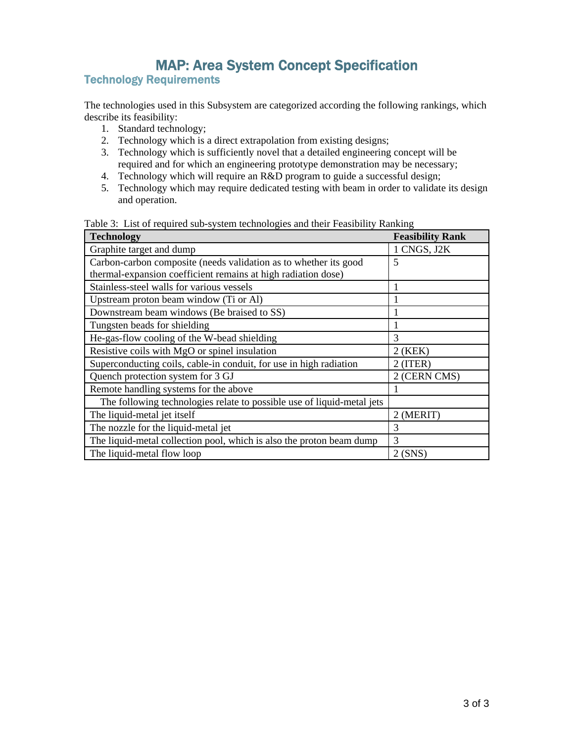# MAP: Area System Concept Specification

## Technology Requirements

The technologies used in this Subsystem are categorized according the following rankings, which describe its feasibility:

1. Standard technology;
2. Technology which is a direct extrapolation from existing designs;
3. Technology which is sufficiently novel that a detailed engineering concept will be required and for which an engineering prototype demonstration may be necessary;
4. Technology which will require an R&D program to guide a successful design;
5. Technology which may require dedicated testing with beam in order to validate its design and operation.

Table 3: List of required sub-system technologies and their Feasibility Ranking

| Technology | Feasibility Rank |
|---|---|
| Graphite target and dump | 1 CNGS, J2K |
| Carbon-carbon composite (needs validation as to whether its good thermal-expansion coefficient remains at high radiation dose) | 5 |
| Stainless-steel walls for various vessels | 1 |
| Upstream proton beam window (Ti or Al) | 1 |
| Downstream beam windows (Be braised to SS) | 1 |
| Tungsten beads for shielding | 1 |
| He-gas-flow cooling of the W-bead shielding | 3 |
| Resistive coils with MgO or spinel insulation | 2 (KEK) |
| Superconducting coils, cable-in conduit, for use in high radiation | 2 (ITER) |
| Quench protection system for 3 GJ | 2 (CERN CMS) |
| Remote handling systems for the above | 1 |
| The following technologies relate to possible use of liquid-metal jets | |
| The liquid-metal jet itself | 2 (MERIT) |
| The nozzle for the liquid-metal jet | 3 |
| The liquid-metal collection pool, which is also the proton beam dump | 3 |
| The liquid-metal flow loop | 2 (SNS) |